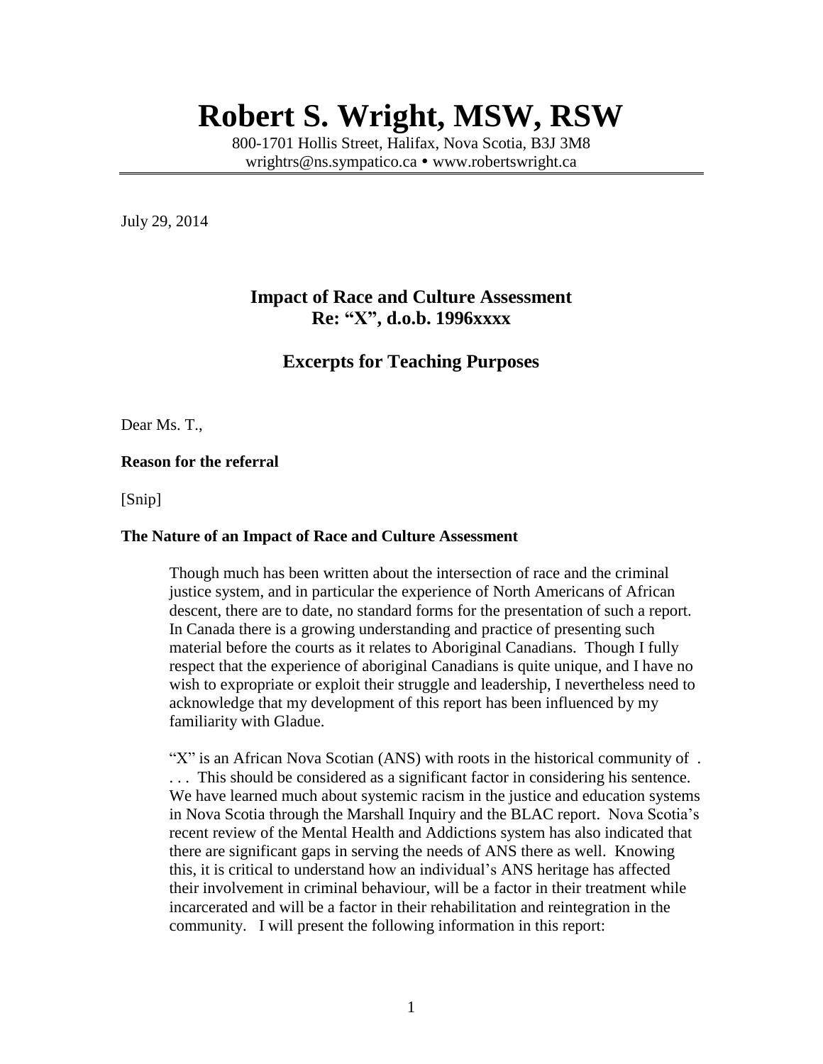# Robert S. Wright, MSW, RSW

800-1701 Hollis Street, Halifax, Nova Scotia, B3J 3M8
wrightrs@ns.sympatico.ca • www.robertswright.ca

---

July 29, 2014

## Impact of Race and Culture Assessment
## Re: "X", d.o.b. 1996xxxx

### Excerpts for Teaching Purposes

Dear Ms. T.,

**Reason for the referral**

[Snip]

**The Nature of an Impact of Race and Culture Assessment**

> Though much has been written about the intersection of race and the criminal justice system, and in particular the experience of North Americans of African descent, there are to date, no standard forms for the presentation of such a report. In Canada there is a growing understanding and practice of presenting such material before the courts as it relates to Aboriginal Canadians. Though I fully respect that the experience of aboriginal Canadians is quite unique, and I have no wish to expropriate or exploit their struggle and leadership, I nevertheless need to acknowledge that my development of this report has been influenced by my familiarity with Gladue.
>
> "X" is an African Nova Scotian (ANS) with roots in the historical community of . . . . This should be considered as a significant factor in considering his sentence. We have learned much about systemic racism in the justice and education systems in Nova Scotia through the Marshall Inquiry and the BLAC report. Nova Scotia's recent review of the Mental Health and Addictions system has also indicated that there are significant gaps in serving the needs of ANS there as well. Knowing this, it is critical to understand how an individual's ANS heritage has affected their involvement in criminal behaviour, will be a factor in their treatment while incarcerated and will be a factor in their rehabilitation and reintegration in the community. I will present the following information in this report: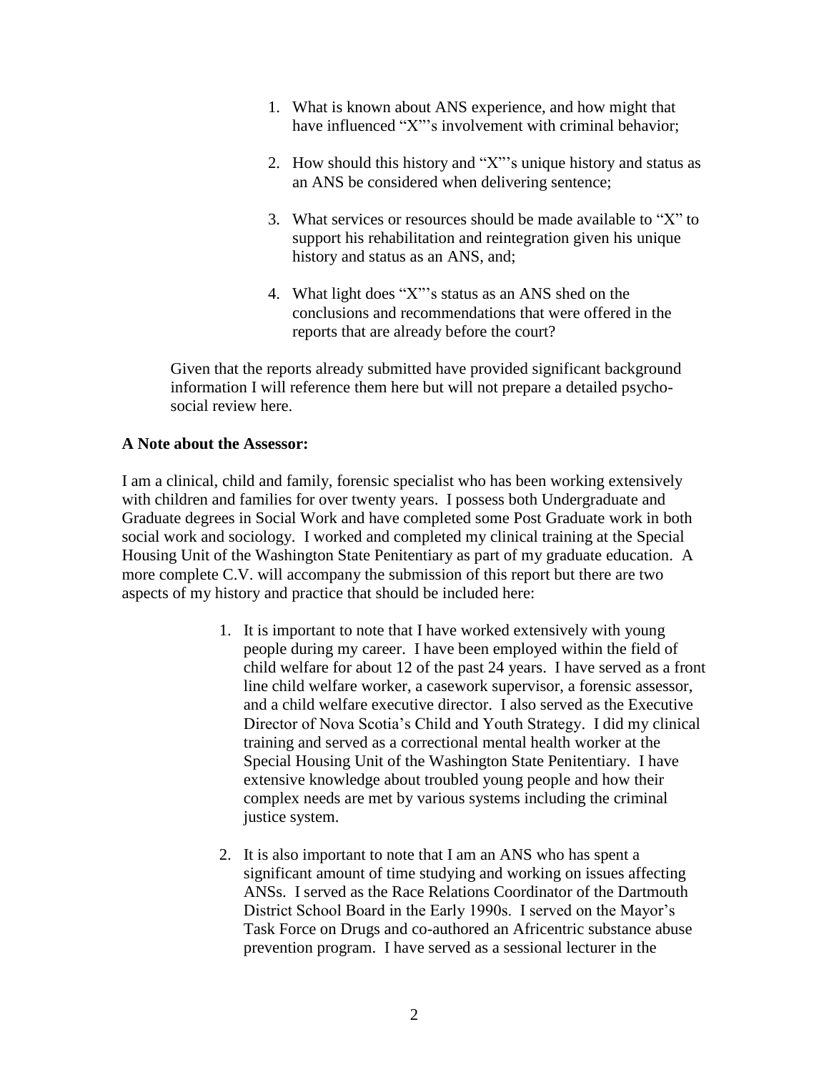1. What is known about ANS experience, and how might that have influenced "X"'s involvement with criminal behavior;

2. How should this history and "X"'s unique history and status as an ANS be considered when delivering sentence;

3. What services or resources should be made available to "X" to support his rehabilitation and reintegration given his unique history and status as an ANS, and;

4. What light does "X"'s status as an ANS shed on the conclusions and recommendations that were offered in the reports that are already before the court?

Given that the reports already submitted have provided significant background information I will reference them here but will not prepare a detailed psycho-social review here.

**A Note about the Assessor:**

I am a clinical, child and family, forensic specialist who has been working extensively with children and families for over twenty years. I possess both Undergraduate and Graduate degrees in Social Work and have completed some Post Graduate work in both social work and sociology. I worked and completed my clinical training at the Special Housing Unit of the Washington State Penitentiary as part of my graduate education. A more complete C.V. will accompany the submission of this report but there are two aspects of my history and practice that should be included here:

1. It is important to note that I have worked extensively with young people during my career. I have been employed within the field of child welfare for about 12 of the past 24 years. I have served as a front line child welfare worker, a casework supervisor, a forensic assessor, and a child welfare executive director. I also served as the Executive Director of Nova Scotia's Child and Youth Strategy. I did my clinical training and served as a correctional mental health worker at the Special Housing Unit of the Washington State Penitentiary. I have extensive knowledge about troubled young people and how their complex needs are met by various systems including the criminal justice system.

2. It is also important to note that I am an ANS who has spent a significant amount of time studying and working on issues affecting ANSs. I served as the Race Relations Coordinator of the Dartmouth District School Board in the Early 1990s. I served on the Mayor's Task Force on Drugs and co-authored an Africentric substance abuse prevention program. I have served as a sessional lecturer in the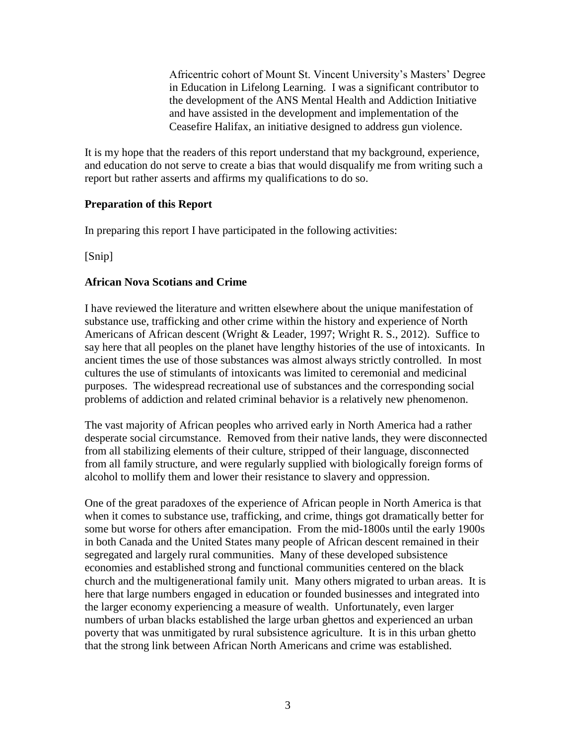Africentric cohort of Mount St. Vincent University's Masters' Degree in Education in Lifelong Learning. I was a significant contributor to the development of the ANS Mental Health and Addiction Initiative and have assisted in the development and implementation of the Ceasefire Halifax, an initiative designed to address gun violence.

It is my hope that the readers of this report understand that my background, experience, and education do not serve to create a bias that would disqualify me from writing such a report but rather asserts and affirms my qualifications to do so.

**Preparation of this Report**

In preparing this report I have participated in the following activities:

[Snip]

**African Nova Scotians and Crime**

I have reviewed the literature and written elsewhere about the unique manifestation of substance use, trafficking and other crime within the history and experience of North Americans of African descent (Wright & Leader, 1997; Wright R. S., 2012). Suffice to say here that all peoples on the planet have lengthy histories of the use of intoxicants. In ancient times the use of those substances was almost always strictly controlled. In most cultures the use of stimulants of intoxicants was limited to ceremonial and medicinal purposes. The widespread recreational use of substances and the corresponding social problems of addiction and related criminal behavior is a relatively new phenomenon.

The vast majority of African peoples who arrived early in North America had a rather desperate social circumstance. Removed from their native lands, they were disconnected from all stabilizing elements of their culture, stripped of their language, disconnected from all family structure, and were regularly supplied with biologically foreign forms of alcohol to mollify them and lower their resistance to slavery and oppression.

One of the great paradoxes of the experience of African people in North America is that when it comes to substance use, trafficking, and crime, things got dramatically better for some but worse for others after emancipation. From the mid-1800s until the early 1900s in both Canada and the United States many people of African descent remained in their segregated and largely rural communities. Many of these developed subsistence economies and established strong and functional communities centered on the black church and the multigenerational family unit. Many others migrated to urban areas. It is here that large numbers engaged in education or founded businesses and integrated into the larger economy experiencing a measure of wealth. Unfortunately, even larger numbers of urban blacks established the large urban ghettos and experienced an urban poverty that was unmitigated by rural subsistence agriculture. It is in this urban ghetto that the strong link between African North Americans and crime was established.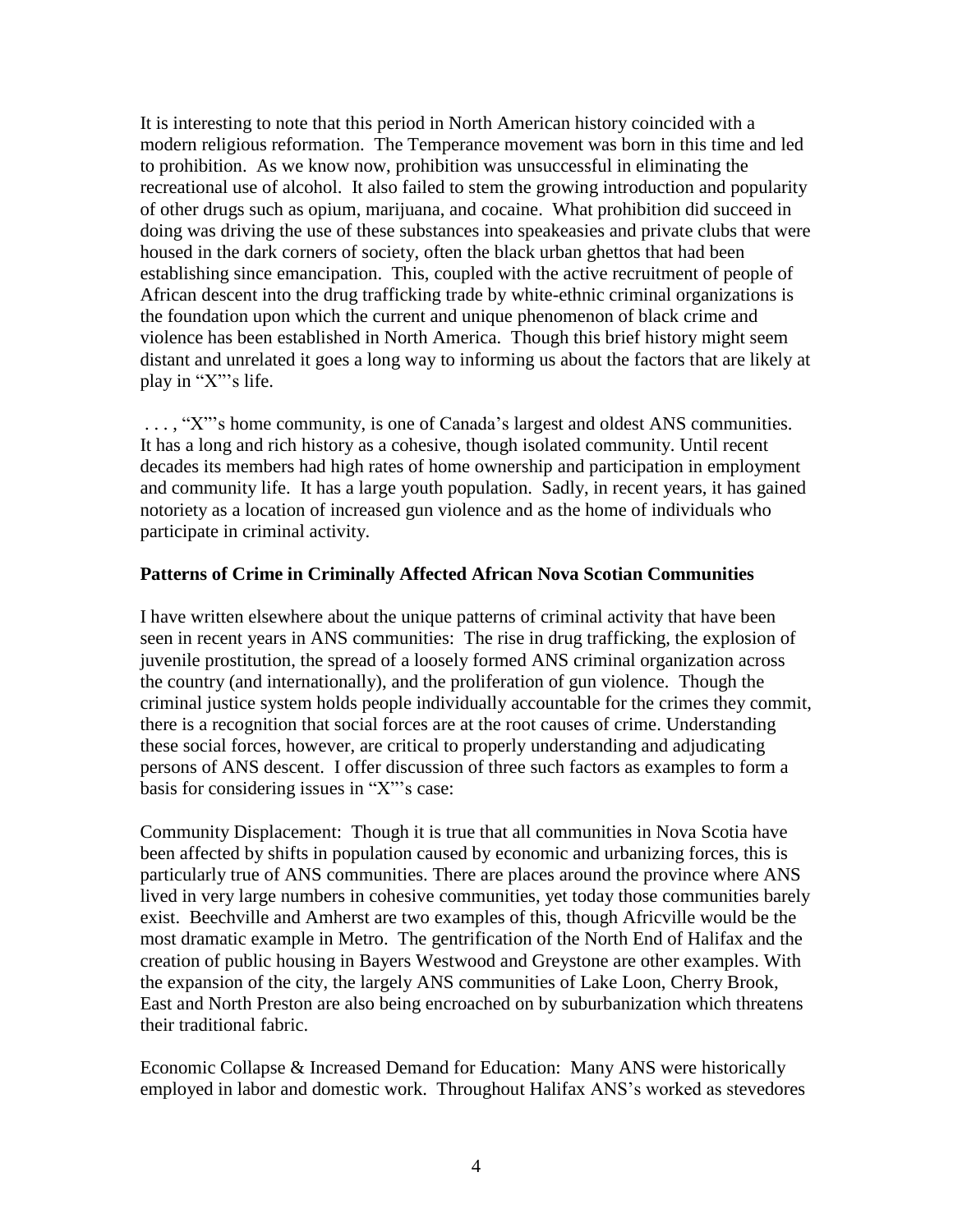It is interesting to note that this period in North American history coincided with a modern religious reformation. The Temperance movement was born in this time and led to prohibition. As we know now, prohibition was unsuccessful in eliminating the recreational use of alcohol. It also failed to stem the growing introduction and popularity of other drugs such as opium, marijuana, and cocaine. What prohibition did succeed in doing was driving the use of these substances into speakeasies and private clubs that were housed in the dark corners of society, often the black urban ghettos that had been establishing since emancipation. This, coupled with the active recruitment of people of African descent into the drug trafficking trade by white-ethnic criminal organizations is the foundation upon which the current and unique phenomenon of black crime and violence has been established in North America. Though this brief history might seem distant and unrelated it goes a long way to informing us about the factors that are likely at play in "X"'s life.

. . . , "X"'s home community, is one of Canada's largest and oldest ANS communities. It has a long and rich history as a cohesive, though isolated community. Until recent decades its members had high rates of home ownership and participation in employment and community life. It has a large youth population. Sadly, in recent years, it has gained notoriety as a location of increased gun violence and as the home of individuals who participate in criminal activity.

**Patterns of Crime in Criminally Affected African Nova Scotian Communities**

I have written elsewhere about the unique patterns of criminal activity that have been seen in recent years in ANS communities: The rise in drug trafficking, the explosion of juvenile prostitution, the spread of a loosely formed ANS criminal organization across the country (and internationally), and the proliferation of gun violence. Though the criminal justice system holds people individually accountable for the crimes they commit, there is a recognition that social forces are at the root causes of crime. Understanding these social forces, however, are critical to properly understanding and adjudicating persons of ANS descent. I offer discussion of three such factors as examples to form a basis for considering issues in "X"'s case:

Community Displacement: Though it is true that all communities in Nova Scotia have been affected by shifts in population caused by economic and urbanizing forces, this is particularly true of ANS communities. There are places around the province where ANS lived in very large numbers in cohesive communities, yet today those communities barely exist. Beechville and Amherst are two examples of this, though Africville would be the most dramatic example in Metro. The gentrification of the North End of Halifax and the creation of public housing in Bayers Westwood and Greystone are other examples. With the expansion of the city, the largely ANS communities of Lake Loon, Cherry Brook, East and North Preston are also being encroached on by suburbanization which threatens their traditional fabric.

Economic Collapse & Increased Demand for Education: Many ANS were historically employed in labor and domestic work. Throughout Halifax ANS's worked as stevedores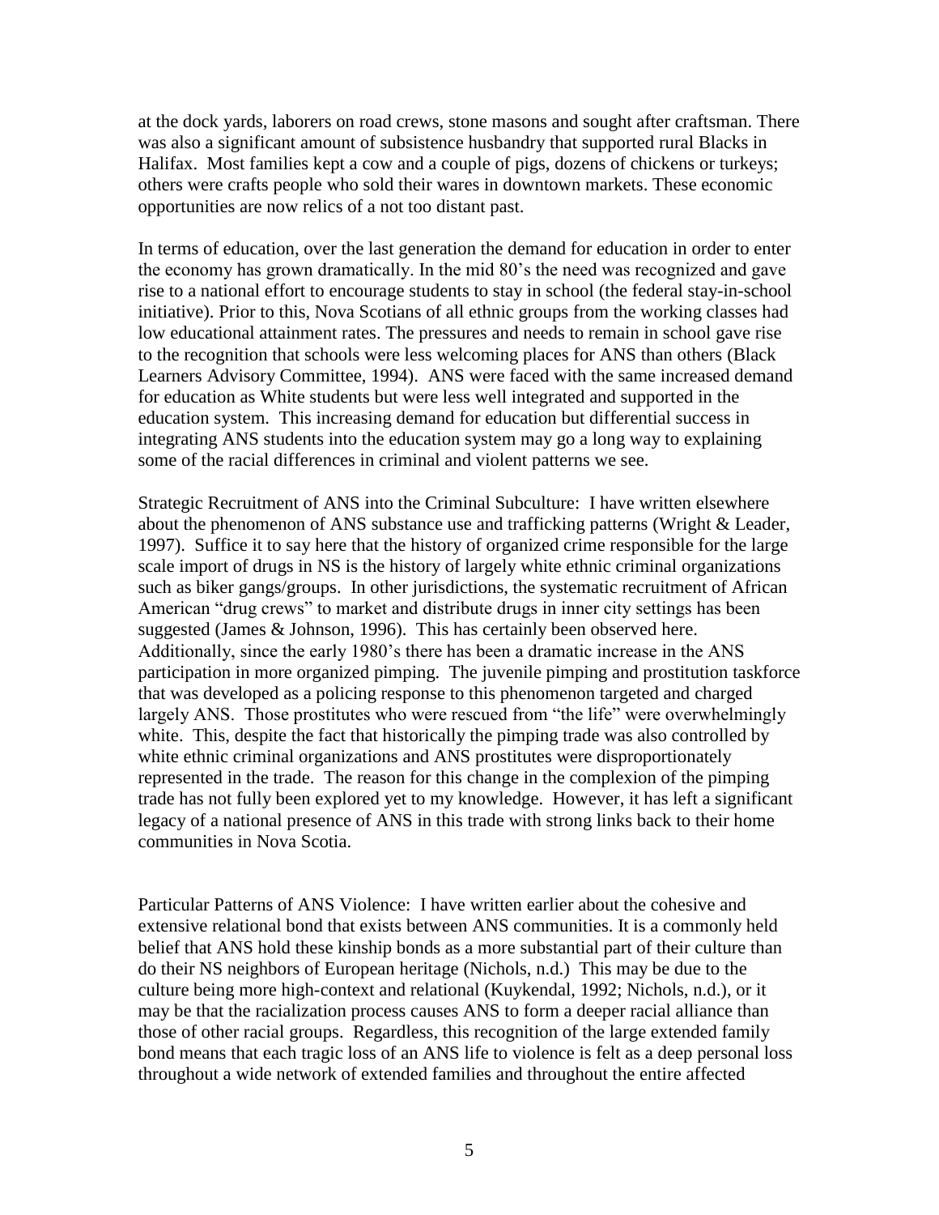at the dock yards, laborers on road crews, stone masons and sought after craftsman. There was also a significant amount of subsistence husbandry that supported rural Blacks in Halifax. Most families kept a cow and a couple of pigs, dozens of chickens or turkeys; others were crafts people who sold their wares in downtown markets. These economic opportunities are now relics of a not too distant past.

In terms of education, over the last generation the demand for education in order to enter the economy has grown dramatically. In the mid 80's the need was recognized and gave rise to a national effort to encourage students to stay in school (the federal stay-in-school initiative). Prior to this, Nova Scotians of all ethnic groups from the working classes had low educational attainment rates. The pressures and needs to remain in school gave rise to the recognition that schools were less welcoming places for ANS than others (Black Learners Advisory Committee, 1994). ANS were faced with the same increased demand for education as White students but were less well integrated and supported in the education system. This increasing demand for education but differential success in integrating ANS students into the education system may go a long way to explaining some of the racial differences in criminal and violent patterns we see.

Strategic Recruitment of ANS into the Criminal Subculture: I have written elsewhere about the phenomenon of ANS substance use and trafficking patterns (Wright & Leader, 1997). Suffice it to say here that the history of organized crime responsible for the large scale import of drugs in NS is the history of largely white ethnic criminal organizations such as biker gangs/groups. In other jurisdictions, the systematic recruitment of African American "drug crews" to market and distribute drugs in inner city settings has been suggested (James & Johnson, 1996). This has certainly been observed here. Additionally, since the early 1980's there has been a dramatic increase in the ANS participation in more organized pimping. The juvenile pimping and prostitution taskforce that was developed as a policing response to this phenomenon targeted and charged largely ANS. Those prostitutes who were rescued from "the life" were overwhelmingly white. This, despite the fact that historically the pimping trade was also controlled by white ethnic criminal organizations and ANS prostitutes were disproportionately represented in the trade. The reason for this change in the complexion of the pimping trade has not fully been explored yet to my knowledge. However, it has left a significant legacy of a national presence of ANS in this trade with strong links back to their home communities in Nova Scotia.

Particular Patterns of ANS Violence: I have written earlier about the cohesive and extensive relational bond that exists between ANS communities. It is a commonly held belief that ANS hold these kinship bonds as a more substantial part of their culture than do their NS neighbors of European heritage (Nichols, n.d.) This may be due to the culture being more high-context and relational (Kuykendal, 1992; Nichols, n.d.), or it may be that the racialization process causes ANS to form a deeper racial alliance than those of other racial groups. Regardless, this recognition of the large extended family bond means that each tragic loss of an ANS life to violence is felt as a deep personal loss throughout a wide network of extended families and throughout the entire affected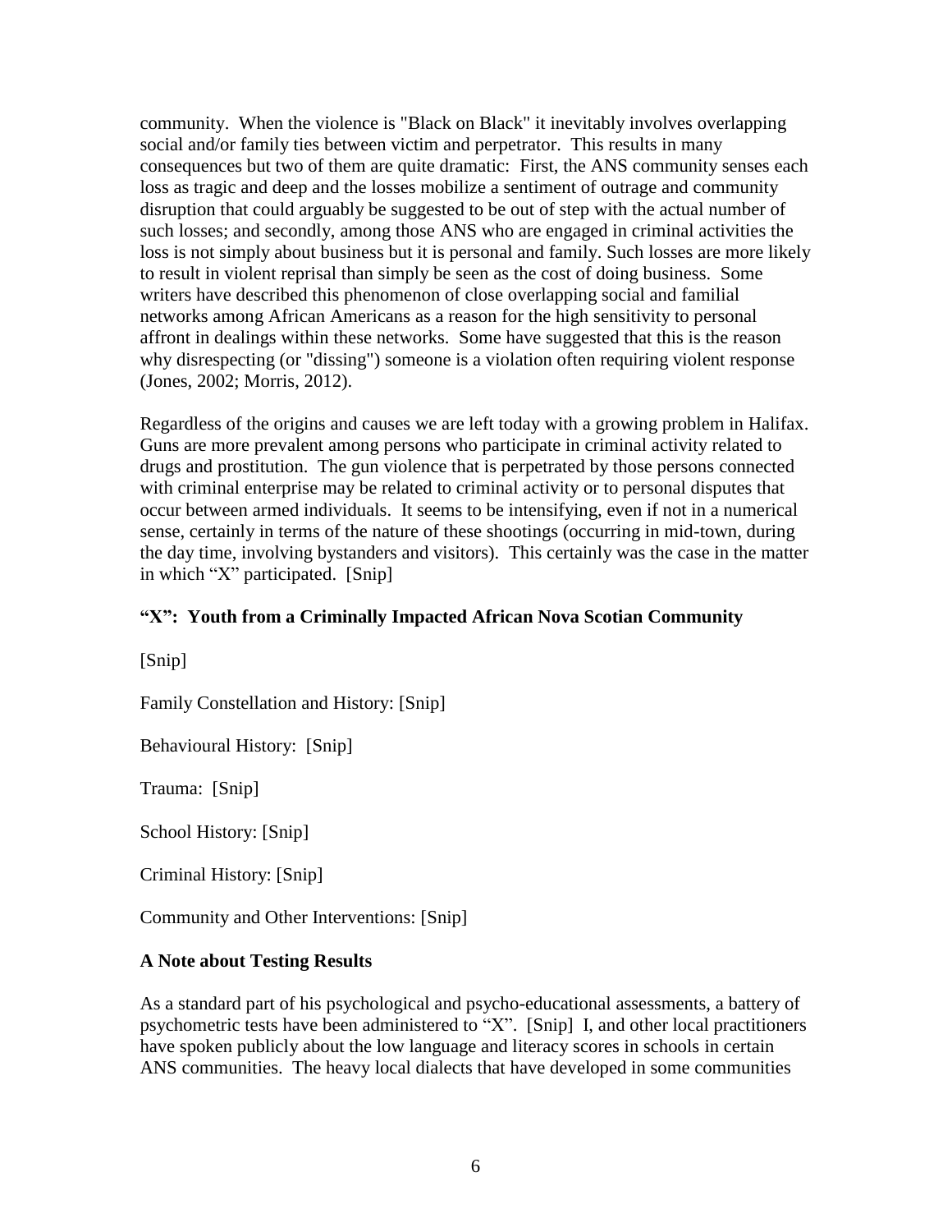community. When the violence is "Black on Black" it inevitably involves overlapping social and/or family ties between victim and perpetrator. This results in many consequences but two of them are quite dramatic: First, the ANS community senses each loss as tragic and deep and the losses mobilize a sentiment of outrage and community disruption that could arguably be suggested to be out of step with the actual number of such losses; and secondly, among those ANS who are engaged in criminal activities the loss is not simply about business but it is personal and family. Such losses are more likely to result in violent reprisal than simply be seen as the cost of doing business. Some writers have described this phenomenon of close overlapping social and familial networks among African Americans as a reason for the high sensitivity to personal affront in dealings within these networks. Some have suggested that this is the reason why disrespecting (or "dissing") someone is a violation often requiring violent response (Jones, 2002; Morris, 2012).

Regardless of the origins and causes we are left today with a growing problem in Halifax. Guns are more prevalent among persons who participate in criminal activity related to drugs and prostitution. The gun violence that is perpetrated by those persons connected with criminal enterprise may be related to criminal activity or to personal disputes that occur between armed individuals. It seems to be intensifying, even if not in a numerical sense, certainly in terms of the nature of these shootings (occurring in mid-town, during the day time, involving bystanders and visitors). This certainly was the case in the matter in which "X" participated. [Snip]

## "X": Youth from a Criminally Impacted African Nova Scotian Community

[Snip]

Family Constellation and History: [Snip]

Behavioural History: [Snip]

Trauma: [Snip]

School History: [Snip]

Criminal History: [Snip]

Community and Other Interventions: [Snip]

## A Note about Testing Results

As a standard part of his psychological and psycho-educational assessments, a battery of psychometric tests have been administered to "X". [Snip] I, and other local practitioners have spoken publicly about the low language and literacy scores in schools in certain ANS communities. The heavy local dialects that have developed in some communities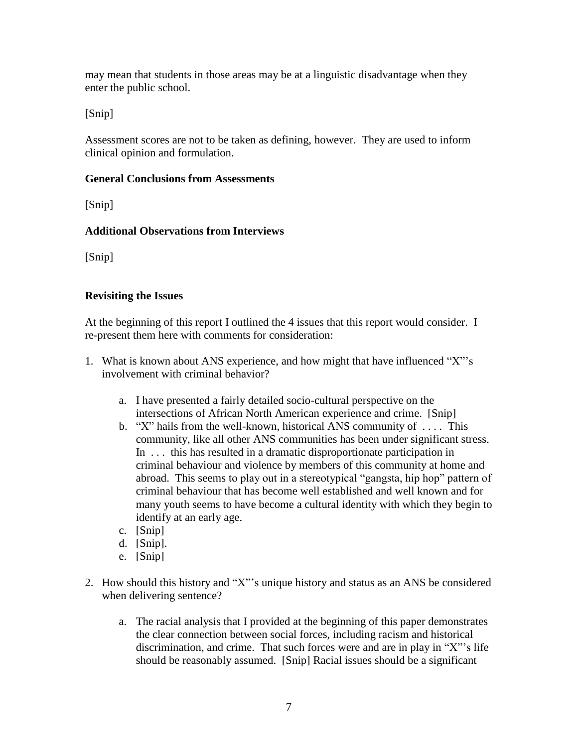may mean that students in those areas may be at a linguistic disadvantage when they enter the public school.

[Snip]

Assessment scores are not to be taken as defining, however. They are used to inform clinical opinion and formulation.

**General Conclusions from Assessments**

[Snip]

**Additional Observations from Interviews**

[Snip]

**Revisiting the Issues**

At the beginning of this report I outlined the 4 issues that this report would consider. I re-present them here with comments for consideration:

1. What is known about ANS experience, and how might that have influenced "X"'s involvement with criminal behavior?

    a. I have presented a fairly detailed socio-cultural perspective on the intersections of African North American experience and crime. [Snip]
    b. "X" hails from the well-known, historical ANS community of . . . . This community, like all other ANS communities has been under significant stress. In . . . this has resulted in a dramatic disproportionate participation in criminal behaviour and violence by members of this community at home and abroad. This seems to play out in a stereotypical "gangsta, hip hop" pattern of criminal behaviour that has become well established and well known and for many youth seems to have become a cultural identity with which they begin to identify at an early age.
    c. [Snip]
    d. [Snip].
    e. [Snip]

2. How should this history and "X"'s unique history and status as an ANS be considered when delivering sentence?

    a. The racial analysis that I provided at the beginning of this paper demonstrates the clear connection between social forces, including racism and historical discrimination, and crime. That such forces were and are in play in "X"'s life should be reasonably assumed. [Snip] Racial issues should be a significant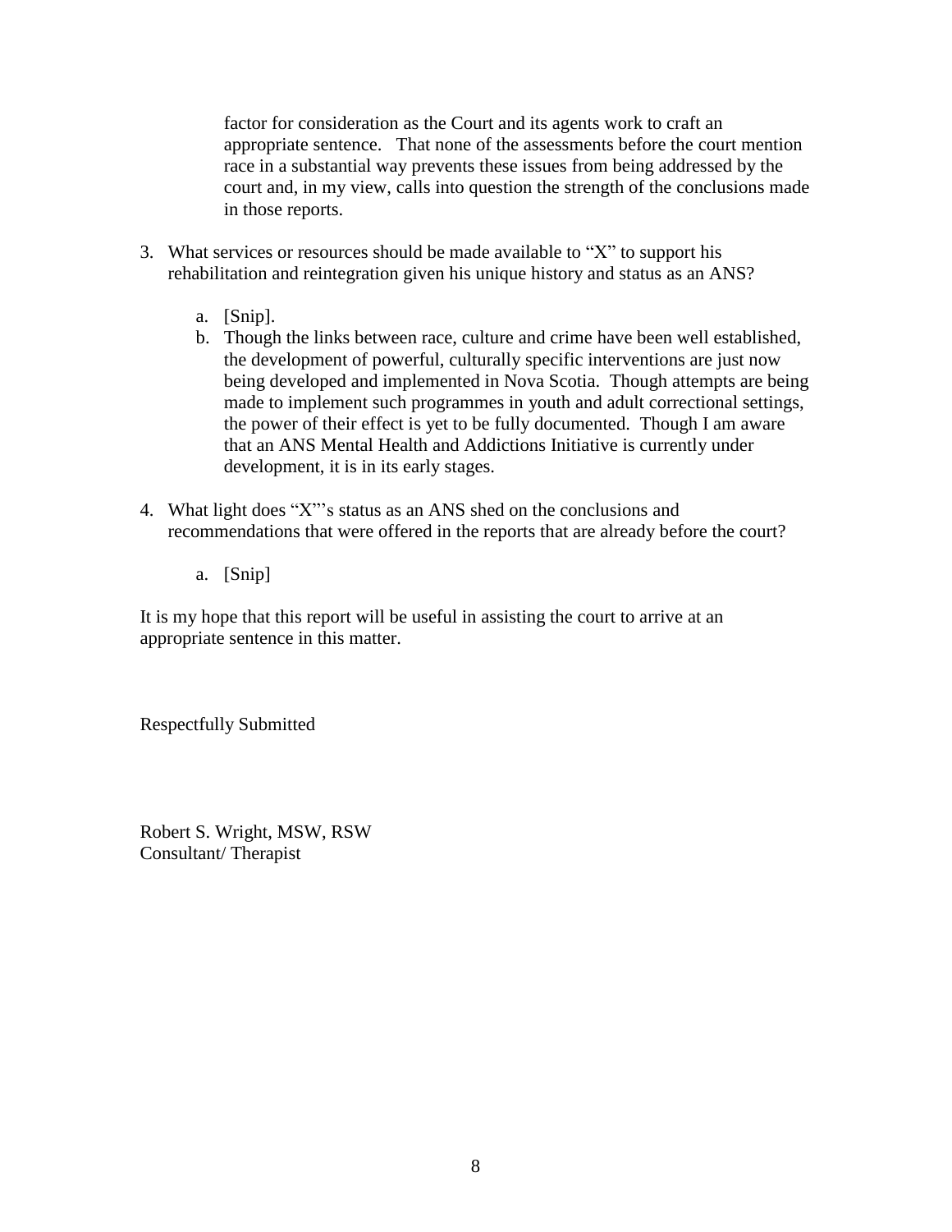factor for consideration as the Court and its agents work to craft an appropriate sentence. That none of the assessments before the court mention race in a substantial way prevents these issues from being addressed by the court and, in my view, calls into question the strength of the conclusions made in those reports.

3. What services or resources should be made available to "X" to support his rehabilitation and reintegration given his unique history and status as an ANS?

   a. [Snip].
   b. Though the links between race, culture and crime have been well established, the development of powerful, culturally specific interventions are just now being developed and implemented in Nova Scotia. Though attempts are being made to implement such programmes in youth and adult correctional settings, the power of their effect is yet to be fully documented. Though I am aware that an ANS Mental Health and Addictions Initiative is currently under development, it is in its early stages.

4. What light does "X"'s status as an ANS shed on the conclusions and recommendations that were offered in the reports that are already before the court?

   a. [Snip]

It is my hope that this report will be useful in assisting the court to arrive at an appropriate sentence in this matter.

Respectfully Submitted

Robert S. Wright, MSW, RSW
Consultant/ Therapist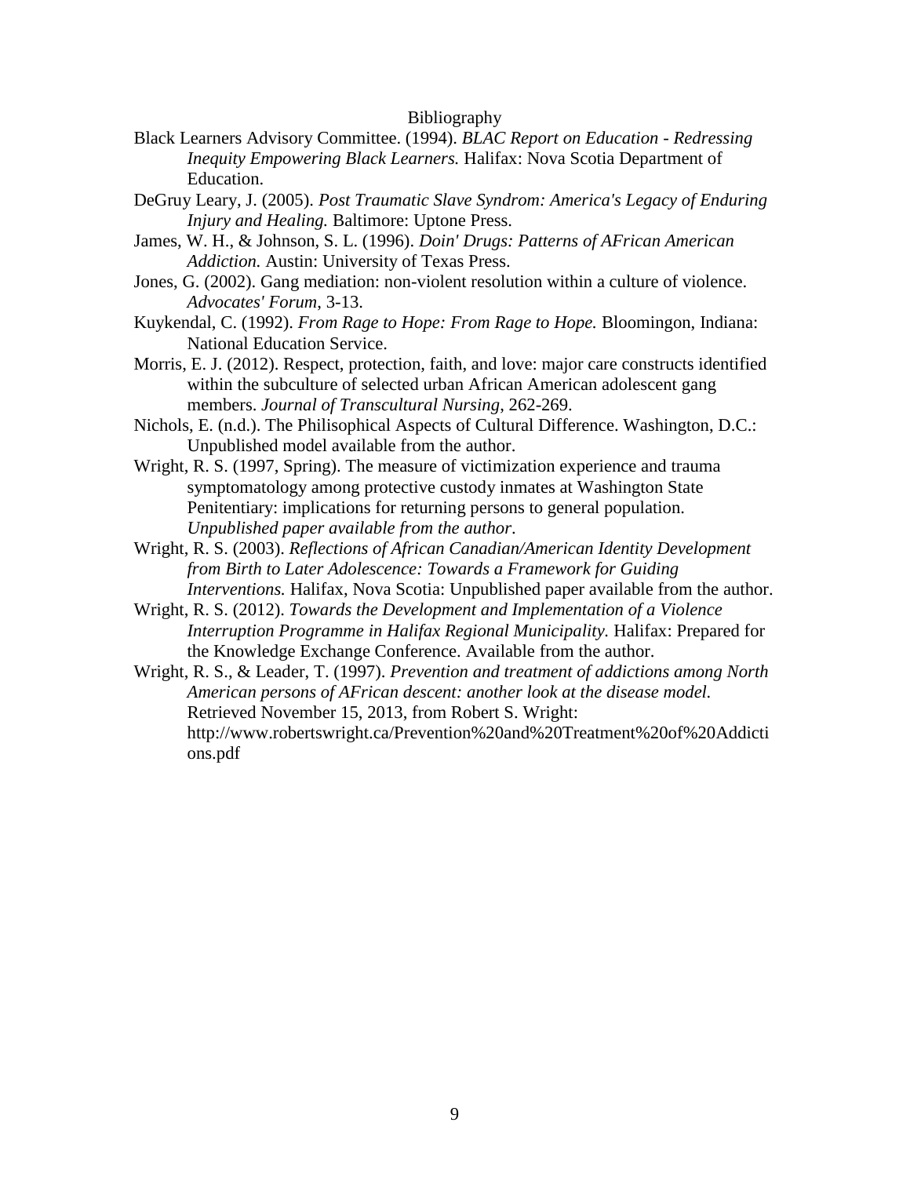# Bibliography

Black Learners Advisory Committee. (1994). *BLAC Report on Education - Redressing Inequity Empowering Black Learners.* Halifax: Nova Scotia Department of Education.

DeGruy Leary, J. (2005). *Post Traumatic Slave Syndrom: America's Legacy of Enduring Injury and Healing.* Baltimore: Uptone Press.

James, W. H., & Johnson, S. L. (1996). *Doin' Drugs: Patterns of AFrican American Addiction.* Austin: University of Texas Press.

Jones, G. (2002). Gang mediation: non-violent resolution within a culture of violence. *Advocates' Forum*, 3-13.

Kuykendal, C. (1992). *From Rage to Hope: From Rage to Hope.* Bloomingon, Indiana: National Education Service.

Morris, E. J. (2012). Respect, protection, faith, and love: major care constructs identified within the subculture of selected urban African American adolescent gang members. *Journal of Transcultural Nursing*, 262-269.

Nichols, E. (n.d.). The Philisophical Aspects of Cultural Difference. Washington, D.C.: Unpublished model available from the author.

Wright, R. S. (1997, Spring). The measure of victimization experience and trauma symptomatology among protective custody inmates at Washington State Penitentiary: implications for returning persons to general population. *Unpublished paper available from the author*.

Wright, R. S. (2003). *Reflections of African Canadian/American Identity Development from Birth to Later Adolescence: Towards a Framework for Guiding Interventions.* Halifax, Nova Scotia: Unpublished paper available from the author.

Wright, R. S. (2012). *Towards the Development and Implementation of a Violence Interruption Programme in Halifax Regional Municipality.* Halifax: Prepared for the Knowledge Exchange Conference. Available from the author.

Wright, R. S., & Leader, T. (1997). *Prevention and treatment of addictions among North American persons of AFrican descent: another look at the disease model.* Retrieved November 15, 2013, from Robert S. Wright: http://www.robertswright.ca/Prevention%20and%20Treatment%20of%20Addictions.pdf